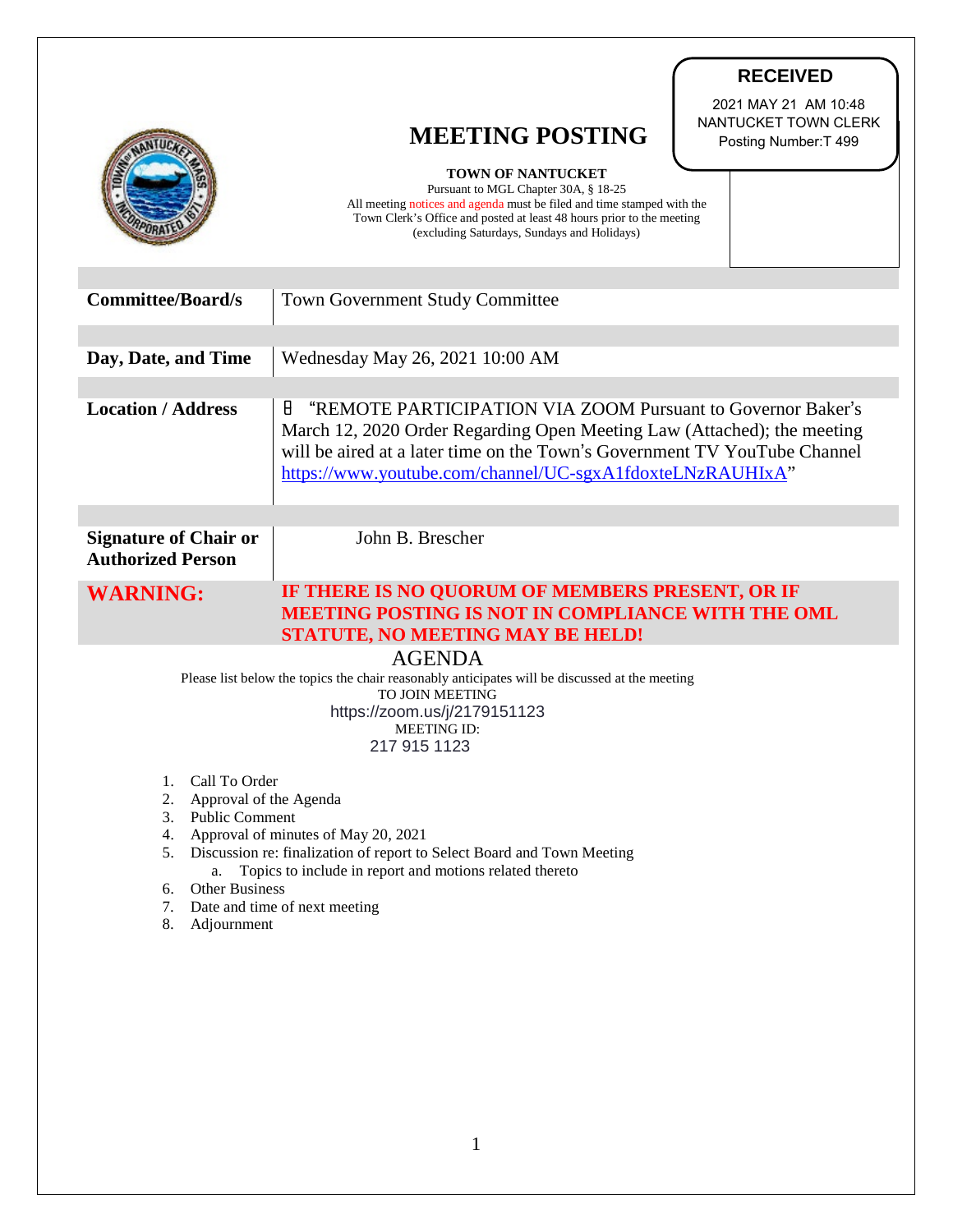**RECEIVED**

2021 MAY 21 AM 10:48
NANTUCKET TOWN CLERK
Posting Number:T 499

# MEETING POSTING

**TOWN OF NANTUCKET**
Pursuant to MGL Chapter 30A, § 18-25
All meeting notices and agenda must be filed and time stamped with the Town Clerk's Office and posted at least 48 hours prior to the meeting (excluding Saturdays, Sundays and Holidays)

| | |
|---|---|
| **Committee/Board/s** | Town Government Study Committee |
| **Day, Date, and Time** | Wednesday May 26, 2021 10:00 AM |
| **Location / Address** | "REMOTE PARTICIPATION VIA ZOOM Pursuant to Governor Baker's March 12, 2020 Order Regarding Open Meeting Law (Attached); the meeting will be aired at a later time on the Town's Government TV YouTube Channel https://www.youtube.com/channel/UC-sgxA1fdoxteLNzRAUHIxA" |
| **Signature of Chair or Authorized Person** | John B. Brescher |
| **WARNING:** | **IF THERE IS NO QUORUM OF MEMBERS PRESENT, OR IF MEETING POSTING IS NOT IN COMPLIANCE WITH THE OML STATUTE, NO MEETING MAY BE HELD!** |

## AGENDA

Please list below the topics the chair reasonably anticipates will be discussed at the meeting

TO JOIN MEETING
https://zoom.us/j/2179151123
MEETING ID:
217 915 1123

1. Call To Order
2. Approval of the Agenda
3. Public Comment
4. Approval of minutes of May 20, 2021
5. Discussion re: finalization of report to Select Board and Town Meeting
    a. Topics to include in report and motions related thereto
6. Other Business
7. Date and time of next meeting
8. Adjournment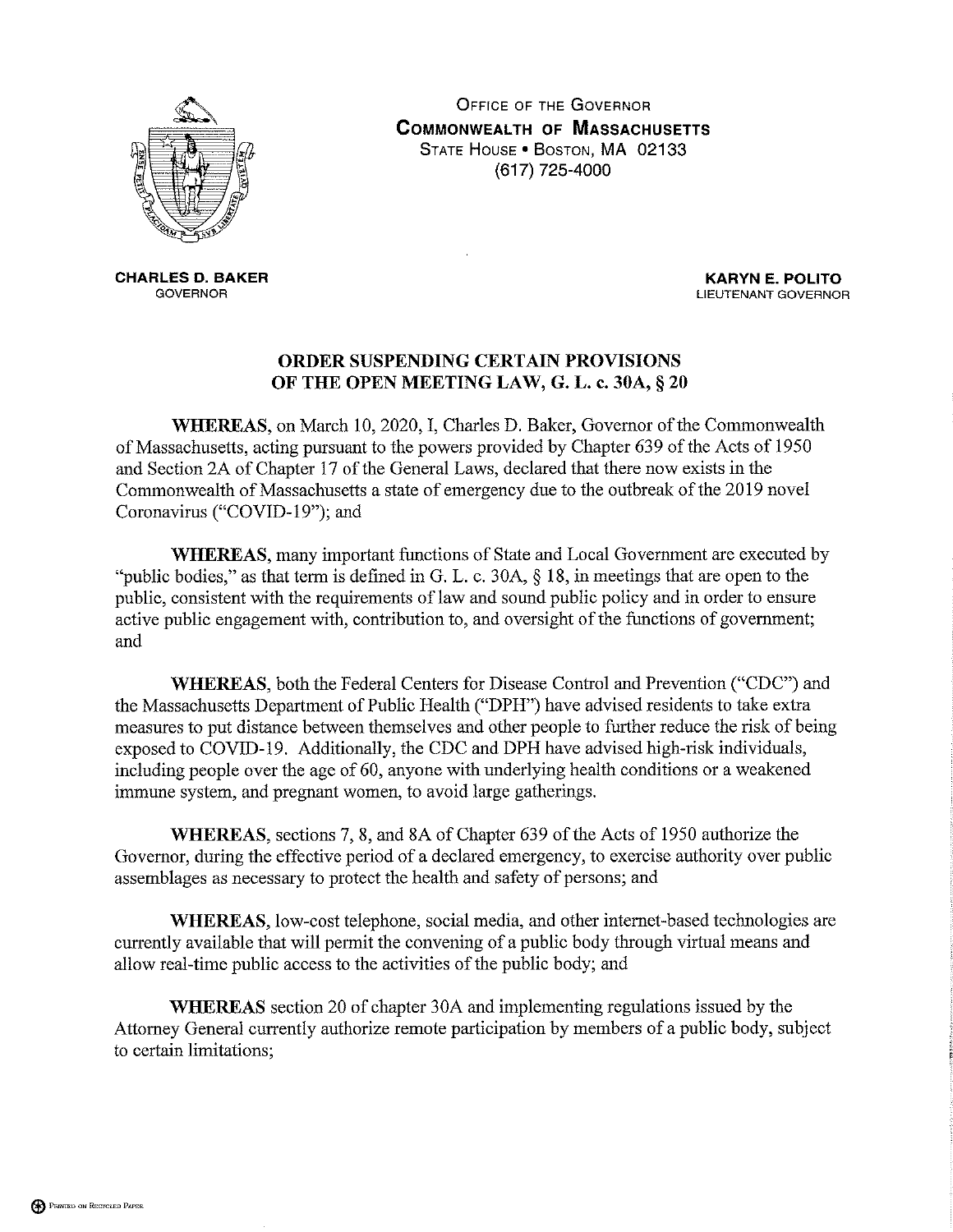OFFICE OF THE GOVERNOR
**COMMONWEALTH OF MASSACHUSETTS**
STATE HOUSE • BOSTON, MA 02133
(617) 725-4000

**CHARLES D. BAKER**
GOVERNOR

**KARYN E. POLITO**
LIEUTENANT GOVERNOR

## ORDER SUSPENDING CERTAIN PROVISIONS OF THE OPEN MEETING LAW, G. L. c. 30A, § 20

**WHEREAS**, on March 10, 2020, I, Charles D. Baker, Governor of the Commonwealth of Massachusetts, acting pursuant to the powers provided by Chapter 639 of the Acts of 1950 and Section 2A of Chapter 17 of the General Laws, declared that there now exists in the Commonwealth of Massachusetts a state of emergency due to the outbreak of the 2019 novel Coronavirus ("COVID-19"); and

**WHEREAS**, many important functions of State and Local Government are executed by "public bodies," as that term is defined in G. L. c. 30A, § 18, in meetings that are open to the public, consistent with the requirements of law and sound public policy and in order to ensure active public engagement with, contribution to, and oversight of the functions of government; and

**WHEREAS**, both the Federal Centers for Disease Control and Prevention ("CDC") and the Massachusetts Department of Public Health ("DPH") have advised residents to take extra measures to put distance between themselves and other people to further reduce the risk of being exposed to COVID-19. Additionally, the CDC and DPH have advised high-risk individuals, including people over the age of 60, anyone with underlying health conditions or a weakened immune system, and pregnant women, to avoid large gatherings.

**WHEREAS**, sections 7, 8, and 8A of Chapter 639 of the Acts of 1950 authorize the Governor, during the effective period of a declared emergency, to exercise authority over public assemblages as necessary to protect the health and safety of persons; and

**WHEREAS**, low-cost telephone, social media, and other internet-based technologies are currently available that will permit the convening of a public body through virtual means and allow real-time public access to the activities of the public body; and

**WHEREAS** section 20 of chapter 30A and implementing regulations issued by the Attorney General currently authorize remote participation by members of a public body, subject to certain limitations;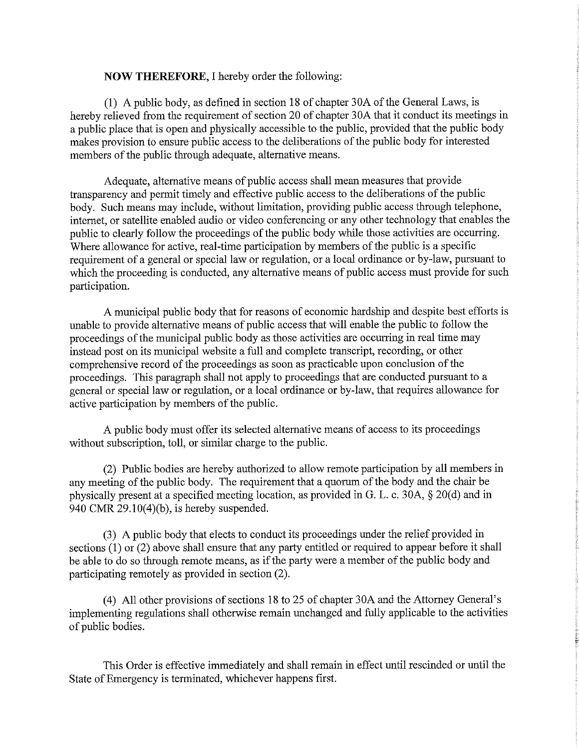**NOW THEREFORE**, I hereby order the following:

(1) A public body, as defined in section 18 of chapter 30A of the General Laws, is hereby relieved from the requirement of section 20 of chapter 30A that it conduct its meetings in a public place that is open and physically accessible to the public, provided that the public body makes provision to ensure public access to the deliberations of the public body for interested members of the public through adequate, alternative means.

Adequate, alternative means of public access shall mean measures that provide transparency and permit timely and effective public access to the deliberations of the public body. Such means may include, without limitation, providing public access through telephone, internet, or satellite enabled audio or video conferencing or any other technology that enables the public to clearly follow the proceedings of the public body while those activities are occurring. Where allowance for active, real-time participation by members of the public is a specific requirement of a general or special law or regulation, or a local ordinance or by-law, pursuant to which the proceeding is conducted, any alternative means of public access must provide for such participation.

A municipal public body that for reasons of economic hardship and despite best efforts is unable to provide alternative means of public access that will enable the public to follow the proceedings of the municipal public body as those activities are occurring in real time may instead post on its municipal website a full and complete transcript, recording, or other comprehensive record of the proceedings as soon as practicable upon conclusion of the proceedings. This paragraph shall not apply to proceedings that are conducted pursuant to a general or special law or regulation, or a local ordinance or by-law, that requires allowance for active participation by members of the public.

A public body must offer its selected alternative means of access to its proceedings without subscription, toll, or similar charge to the public.

(2) Public bodies are hereby authorized to allow remote participation by all members in any meeting of the public body. The requirement that a quorum of the body and the chair be physically present at a specified meeting location, as provided in G. L. c. 30A, § 20(d) and in 940 CMR 29.10(4)(b), is hereby suspended.

(3) A public body that elects to conduct its proceedings under the relief provided in sections (1) or (2) above shall ensure that any party entitled or required to appear before it shall be able to do so through remote means, as if the party were a member of the public body and participating remotely as provided in section (2).

(4) All other provisions of sections 18 to 25 of chapter 30A and the Attorney General's implementing regulations shall otherwise remain unchanged and fully applicable to the activities of public bodies.

This Order is effective immediately and shall remain in effect until rescinded or until the State of Emergency is terminated, whichever happens first.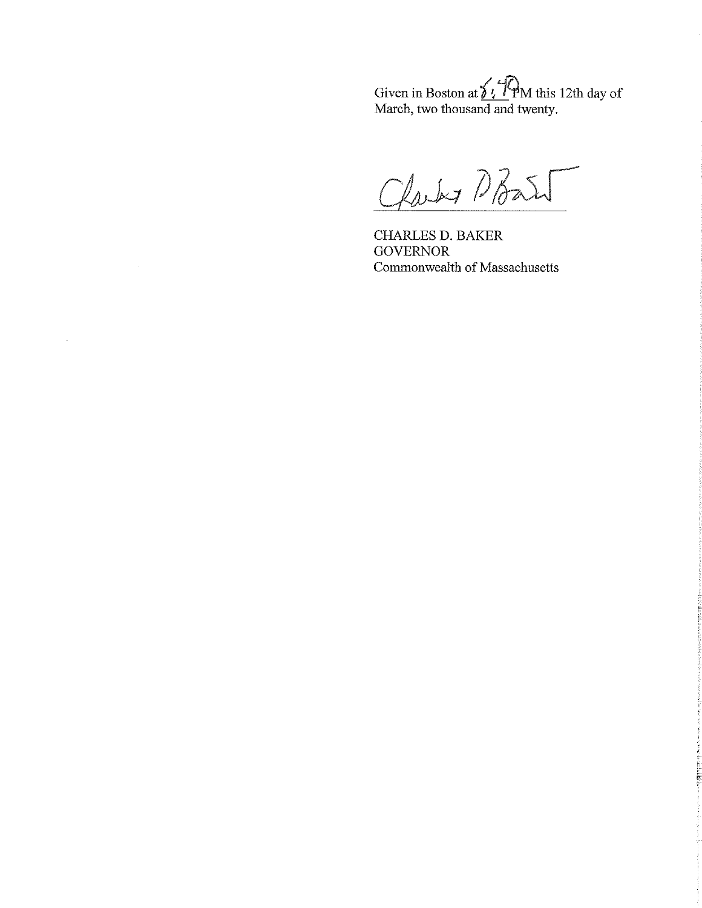Given in Boston at 5:40 PM this 12th day of March, two thousand and twenty.

CHARLES D. BAKER
GOVERNOR
Commonwealth of Massachusetts